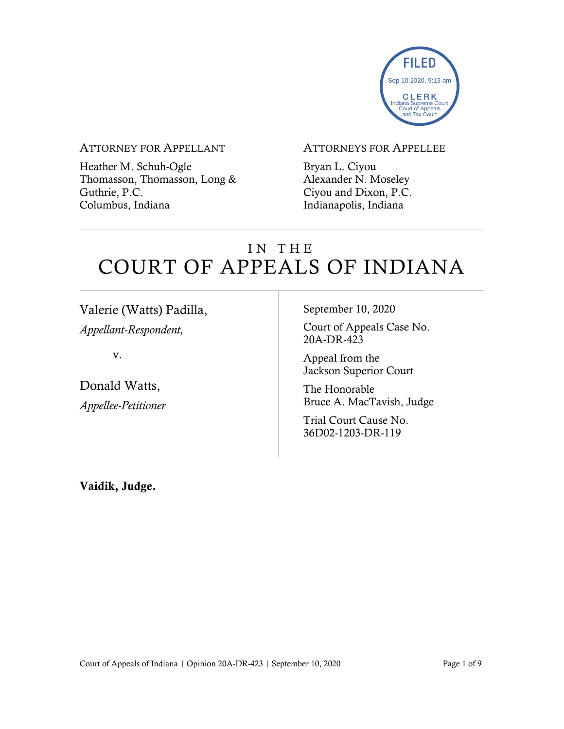FILED
Sep 10 2020, 9:13 am
CLERK
Indiana Supreme Court
Court of Appeals
and Tax Court

ATTORNEY FOR APPELLANT

Heather M. Schuh-Ogle
Thomasson, Thomasson, Long & Guthrie, P.C.
Columbus, Indiana

ATTORNEYS FOR APPELLEE

Bryan L. Ciyou
Alexander N. Moseley
Ciyou and Dixon, P.C.
Indianapolis, Indiana

# IN THE COURT OF APPEALS OF INDIANA

Valerie (Watts) Padilla,
*Appellant-Respondent,*

v.

Donald Watts,
*Appellee-Petitioner*

September 10, 2020

Court of Appeals Case No. 20A-DR-423

Appeal from the Jackson Superior Court

The Honorable Bruce A. MacTavish, Judge

Trial Court Cause No. 36D02-1203-DR-119

**Vaidik, Judge.**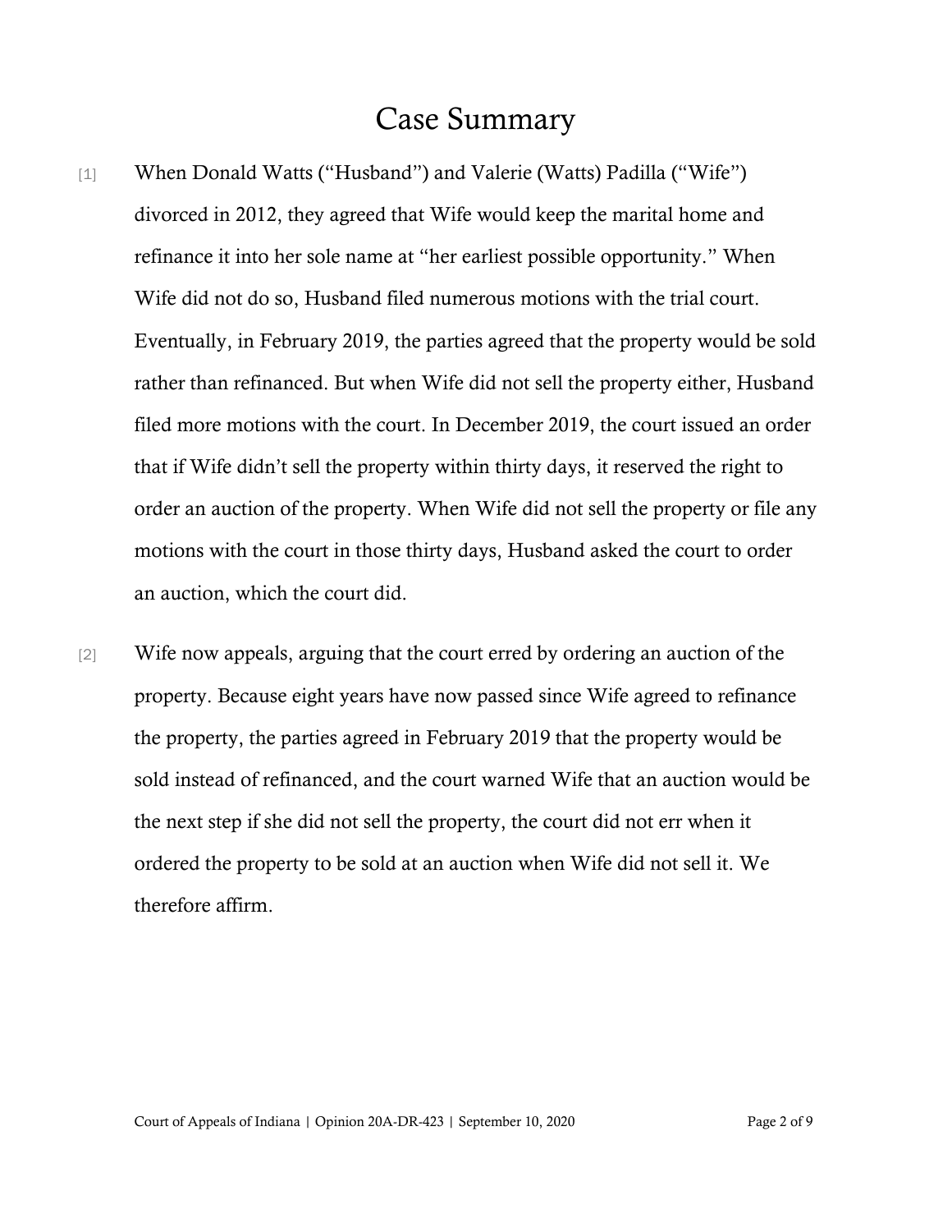# Case Summary

[1] When Donald Watts ("Husband") and Valerie (Watts) Padilla ("Wife") divorced in 2012, they agreed that Wife would keep the marital home and refinance it into her sole name at "her earliest possible opportunity." When Wife did not do so, Husband filed numerous motions with the trial court. Eventually, in February 2019, the parties agreed that the property would be sold rather than refinanced. But when Wife did not sell the property either, Husband filed more motions with the court. In December 2019, the court issued an order that if Wife didn't sell the property within thirty days, it reserved the right to order an auction of the property. When Wife did not sell the property or file any motions with the court in those thirty days, Husband asked the court to order an auction, which the court did.

[2] Wife now appeals, arguing that the court erred by ordering an auction of the property. Because eight years have now passed since Wife agreed to refinance the property, the parties agreed in February 2019 that the property would be sold instead of refinanced, and the court warned Wife that an auction would be the next step if she did not sell the property, the court did not err when it ordered the property to be sold at an auction when Wife did not sell it. We therefore affirm.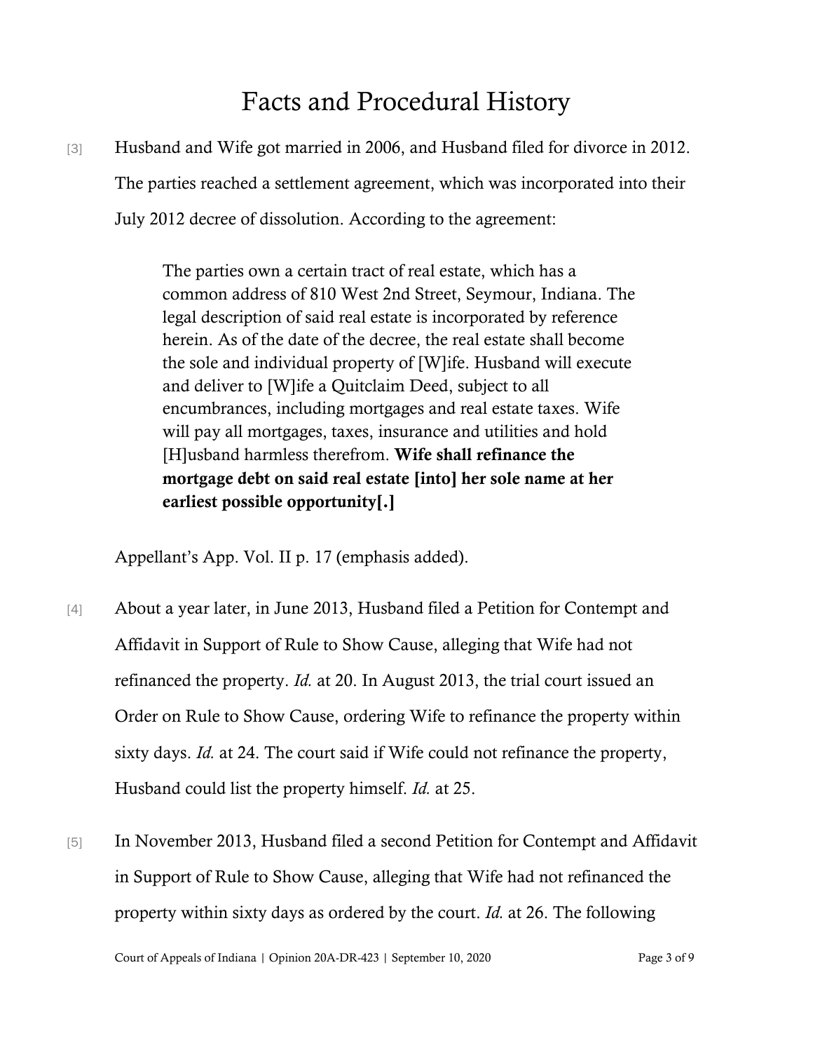# Facts and Procedural History

[3] Husband and Wife got married in 2006, and Husband filed for divorce in 2012. The parties reached a settlement agreement, which was incorporated into their July 2012 decree of dissolution. According to the agreement:

> The parties own a certain tract of real estate, which has a common address of 810 West 2nd Street, Seymour, Indiana. The legal description of said real estate is incorporated by reference herein. As of the date of the decree, the real estate shall become the sole and individual property of [W]ife. Husband will execute and deliver to [W]ife a Quitclaim Deed, subject to all encumbrances, including mortgages and real estate taxes. Wife will pay all mortgages, taxes, insurance and utilities and hold [H]usband harmless therefrom. **Wife shall refinance the mortgage debt on said real estate [into] her sole name at her earliest possible opportunity[.]**

Appellant's App. Vol. II p. 17 (emphasis added).

[4] About a year later, in June 2013, Husband filed a Petition for Contempt and Affidavit in Support of Rule to Show Cause, alleging that Wife had not refinanced the property. *Id.* at 20. In August 2013, the trial court issued an Order on Rule to Show Cause, ordering Wife to refinance the property within sixty days. *Id.* at 24. The court said if Wife could not refinance the property, Husband could list the property himself. *Id.* at 25.

[5] In November 2013, Husband filed a second Petition for Contempt and Affidavit in Support of Rule to Show Cause, alleging that Wife had not refinanced the property within sixty days as ordered by the court. *Id.* at 26. The following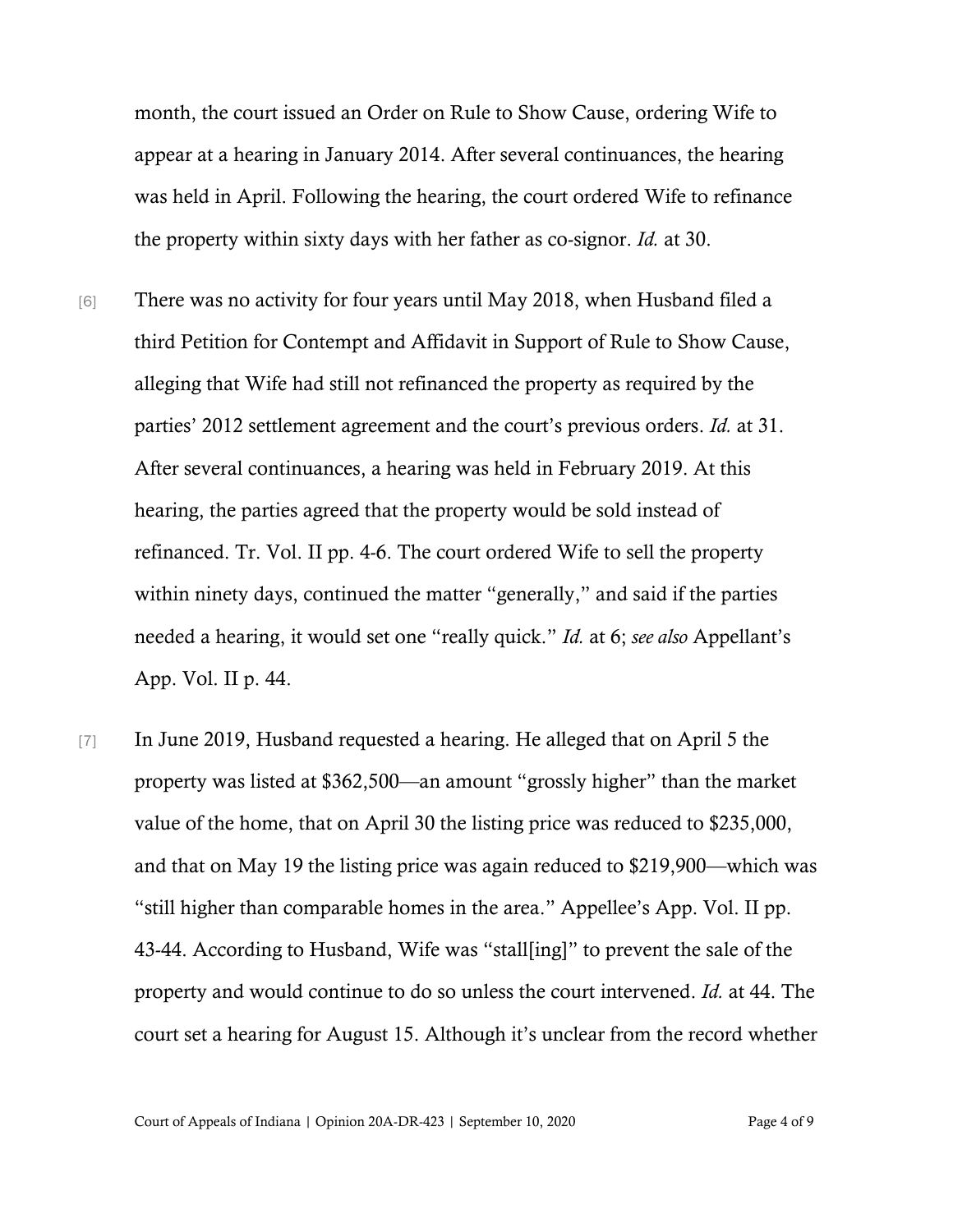month, the court issued an Order on Rule to Show Cause, ordering Wife to appear at a hearing in January 2014. After several continuances, the hearing was held in April. Following the hearing, the court ordered Wife to refinance the property within sixty days with her father as co-signor. *Id.* at 30.

[6] There was no activity for four years until May 2018, when Husband filed a third Petition for Contempt and Affidavit in Support of Rule to Show Cause, alleging that Wife had still not refinanced the property as required by the parties' 2012 settlement agreement and the court's previous orders. *Id.* at 31. After several continuances, a hearing was held in February 2019. At this hearing, the parties agreed that the property would be sold instead of refinanced. Tr. Vol. II pp. 4-6. The court ordered Wife to sell the property within ninety days, continued the matter "generally," and said if the parties needed a hearing, it would set one "really quick." *Id.* at 6; *see also* Appellant's App. Vol. II p. 44.

[7] In June 2019, Husband requested a hearing. He alleged that on April 5 the property was listed at $362,500—an amount "grossly higher" than the market value of the home, that on April 30 the listing price was reduced to $235,000, and that on May 19 the listing price was again reduced to $219,900—which was "still higher than comparable homes in the area." Appellee's App. Vol. II pp. 43-44. According to Husband, Wife was "stall[ing]" to prevent the sale of the property and would continue to do so unless the court intervened. *Id.* at 44. The court set a hearing for August 15. Although it's unclear from the record whether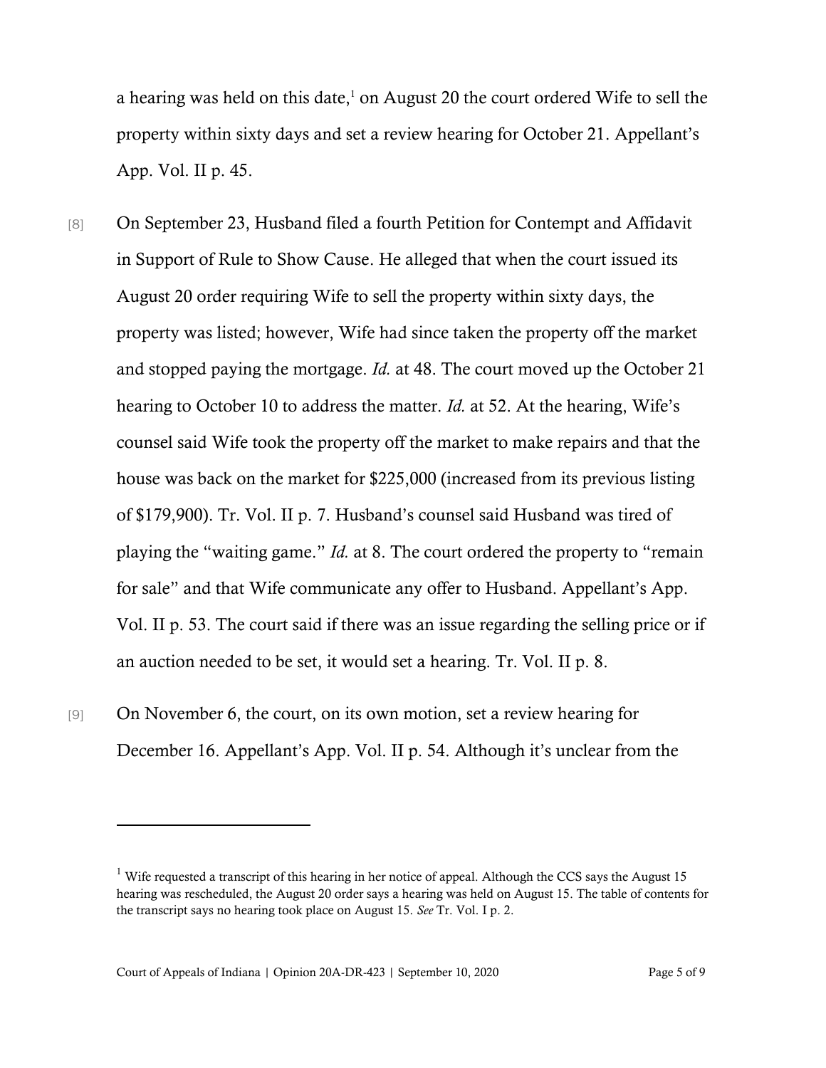a hearing was held on this date,[1] on August 20 the court ordered Wife to sell the property within sixty days and set a review hearing for October 21. Appellant's App. Vol. II p. 45.

[8] On September 23, Husband filed a fourth Petition for Contempt and Affidavit in Support of Rule to Show Cause. He alleged that when the court issued its August 20 order requiring Wife to sell the property within sixty days, the property was listed; however, Wife had since taken the property off the market and stopped paying the mortgage. *Id.* at 48. The court moved up the October 21 hearing to October 10 to address the matter. *Id.* at 52. At the hearing, Wife's counsel said Wife took the property off the market to make repairs and that the house was back on the market for $225,000 (increased from its previous listing of $179,900). Tr. Vol. II p. 7. Husband's counsel said Husband was tired of playing the "waiting game." *Id.* at 8. The court ordered the property to "remain for sale" and that Wife communicate any offer to Husband. Appellant's App. Vol. II p. 53. The court said if there was an issue regarding the selling price or if an auction needed to be set, it would set a hearing. Tr. Vol. II p. 8.

[9] On November 6, the court, on its own motion, set a review hearing for December 16. Appellant's App. Vol. II p. 54. Although it's unclear from the

---

[1] Wife requested a transcript of this hearing in her notice of appeal. Although the CCS says the August 15 hearing was rescheduled, the August 20 order says a hearing was held on August 15. The table of contents for the transcript says no hearing took place on August 15. *See* Tr. Vol. I p. 2.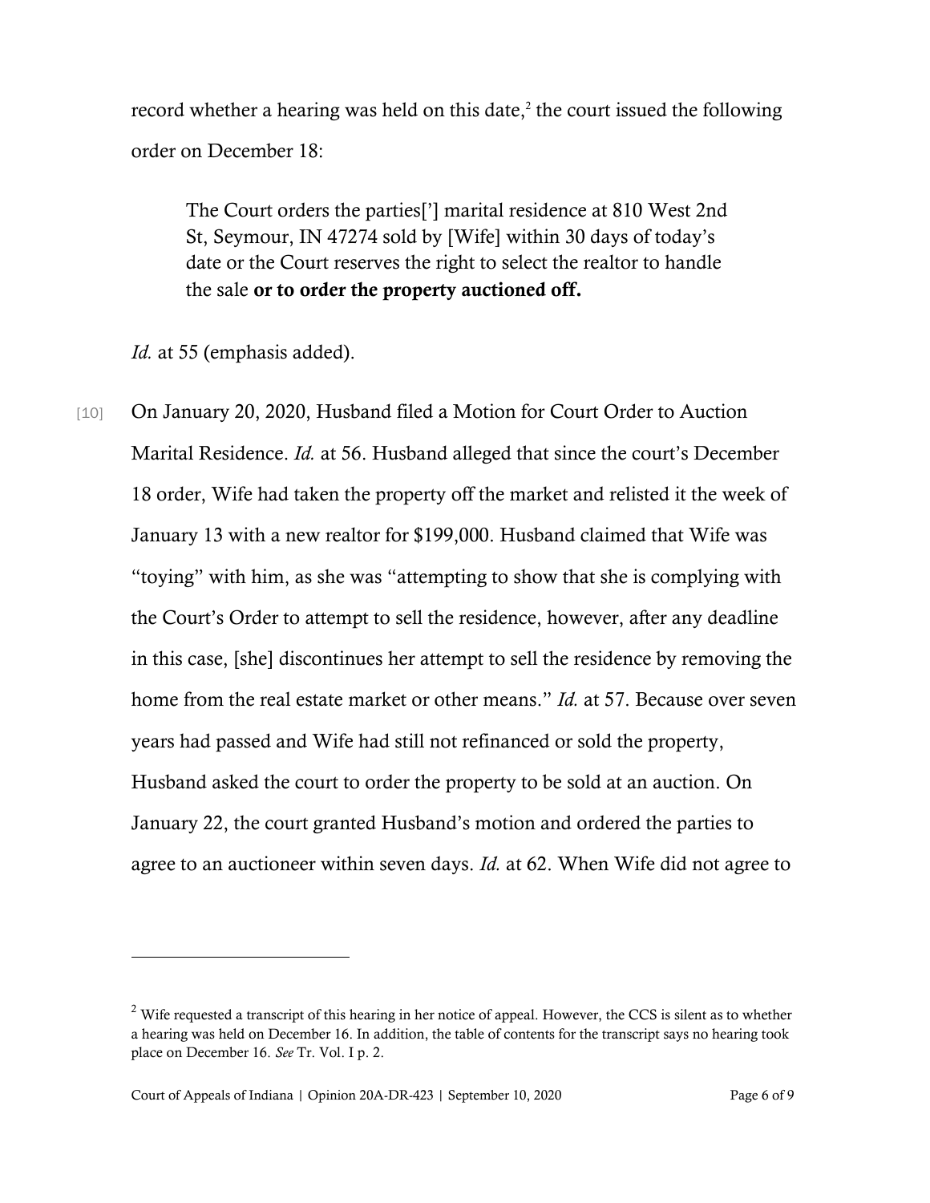record whether a hearing was held on this date,[2] the court issued the following order on December 18:

> The Court orders the parties['] marital residence at 810 West 2nd St, Seymour, IN 47274 sold by [Wife] within 30 days of today's date or the Court reserves the right to select the realtor to handle the sale **or to order the property auctioned off.**

*Id.* at 55 (emphasis added).

[10] On January 20, 2020, Husband filed a Motion for Court Order to Auction Marital Residence. *Id.* at 56. Husband alleged that since the court's December 18 order, Wife had taken the property off the market and relisted it the week of January 13 with a new realtor for $199,000. Husband claimed that Wife was "toying" with him, as she was "attempting to show that she is complying with the Court's Order to attempt to sell the residence, however, after any deadline in this case, [she] discontinues her attempt to sell the residence by removing the home from the real estate market or other means." *Id.* at 57. Because over seven years had passed and Wife had still not refinanced or sold the property, Husband asked the court to order the property to be sold at an auction. On January 22, the court granted Husband's motion and ordered the parties to agree to an auctioneer within seven days. *Id.* at 62. When Wife did not agree to

---

[2] Wife requested a transcript of this hearing in her notice of appeal. However, the CCS is silent as to whether a hearing was held on December 16. In addition, the table of contents for the transcript says no hearing took place on December 16. *See* Tr. Vol. I p. 2.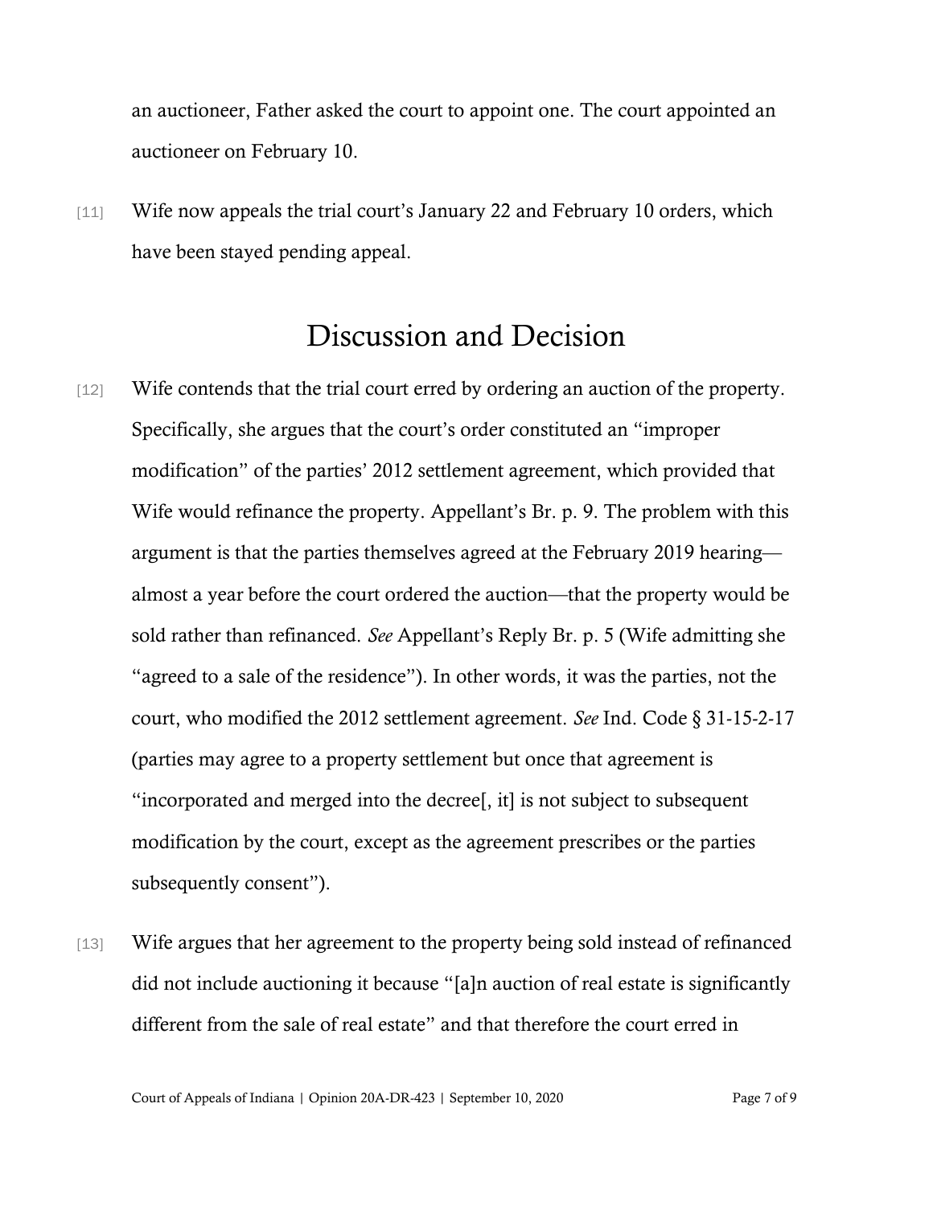an auctioneer, Father asked the court to appoint one. The court appointed an auctioneer on February 10.

[11] Wife now appeals the trial court's January 22 and February 10 orders, which have been stayed pending appeal.

# Discussion and Decision

[12] Wife contends that the trial court erred by ordering an auction of the property. Specifically, she argues that the court's order constituted an "improper modification" of the parties' 2012 settlement agreement, which provided that Wife would refinance the property. Appellant's Br. p. 9. The problem with this argument is that the parties themselves agreed at the February 2019 hearing—almost a year before the court ordered the auction—that the property would be sold rather than refinanced. *See* Appellant's Reply Br. p. 5 (Wife admitting she "agreed to a sale of the residence"). In other words, it was the parties, not the court, who modified the 2012 settlement agreement. *See* Ind. Code § 31-15-2-17 (parties may agree to a property settlement but once that agreement is "incorporated and merged into the decree[, it] is not subject to subsequent modification by the court, except as the agreement prescribes or the parties subsequently consent").

[13] Wife argues that her agreement to the property being sold instead of refinanced did not include auctioning it because "[a]n auction of real estate is significantly different from the sale of real estate" and that therefore the court erred in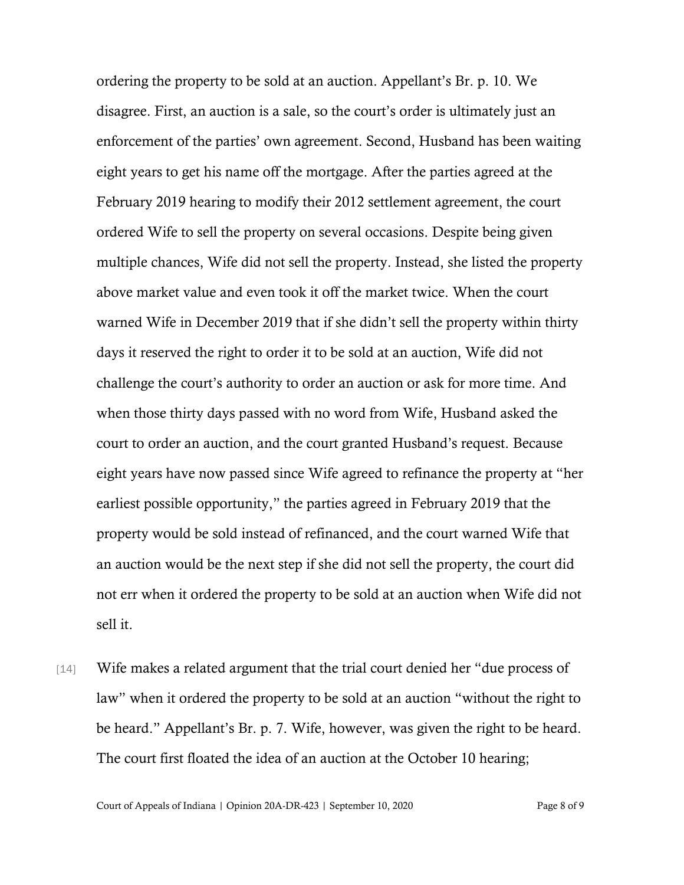ordering the property to be sold at an auction. Appellant's Br. p. 10. We disagree. First, an auction is a sale, so the court's order is ultimately just an enforcement of the parties' own agreement. Second, Husband has been waiting eight years to get his name off the mortgage. After the parties agreed at the February 2019 hearing to modify their 2012 settlement agreement, the court ordered Wife to sell the property on several occasions. Despite being given multiple chances, Wife did not sell the property. Instead, she listed the property above market value and even took it off the market twice. When the court warned Wife in December 2019 that if she didn't sell the property within thirty days it reserved the right to order it to be sold at an auction, Wife did not challenge the court's authority to order an auction or ask for more time. And when those thirty days passed with no word from Wife, Husband asked the court to order an auction, and the court granted Husband's request. Because eight years have now passed since Wife agreed to refinance the property at "her earliest possible opportunity," the parties agreed in February 2019 that the property would be sold instead of refinanced, and the court warned Wife that an auction would be the next step if she did not sell the property, the court did not err when it ordered the property to be sold at an auction when Wife did not sell it.

[14] Wife makes a related argument that the trial court denied her "due process of law" when it ordered the property to be sold at an auction "without the right to be heard." Appellant's Br. p. 7. Wife, however, was given the right to be heard. The court first floated the idea of an auction at the October 10 hearing;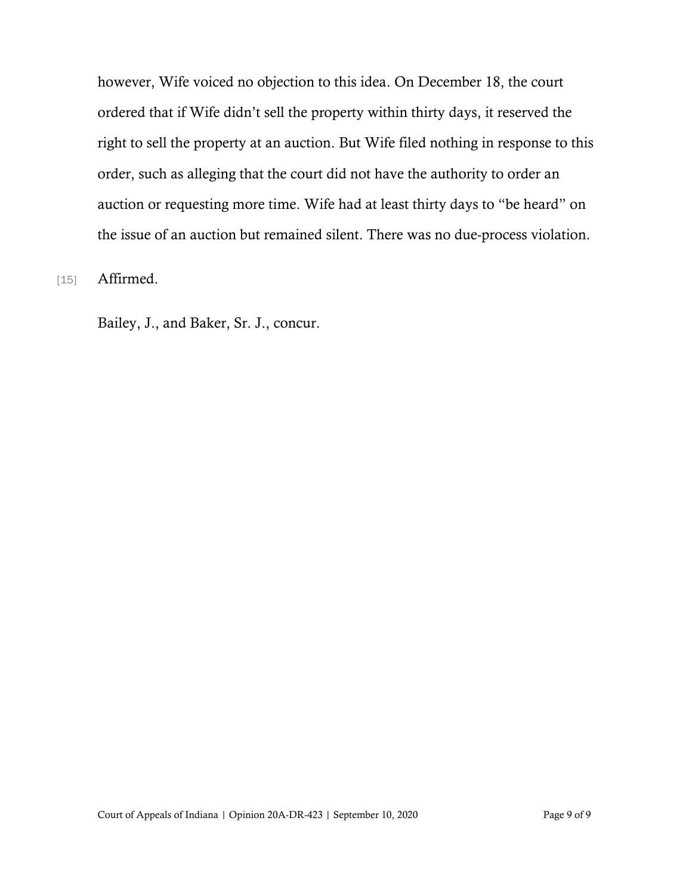however, Wife voiced no objection to this idea. On December 18, the court ordered that if Wife didn't sell the property within thirty days, it reserved the right to sell the property at an auction. But Wife filed nothing in response to this order, such as alleging that the court did not have the authority to order an auction or requesting more time. Wife had at least thirty days to "be heard" on the issue of an auction but remained silent. There was no due-process violation.

[15] Affirmed.

Bailey, J., and Baker, Sr. J., concur.